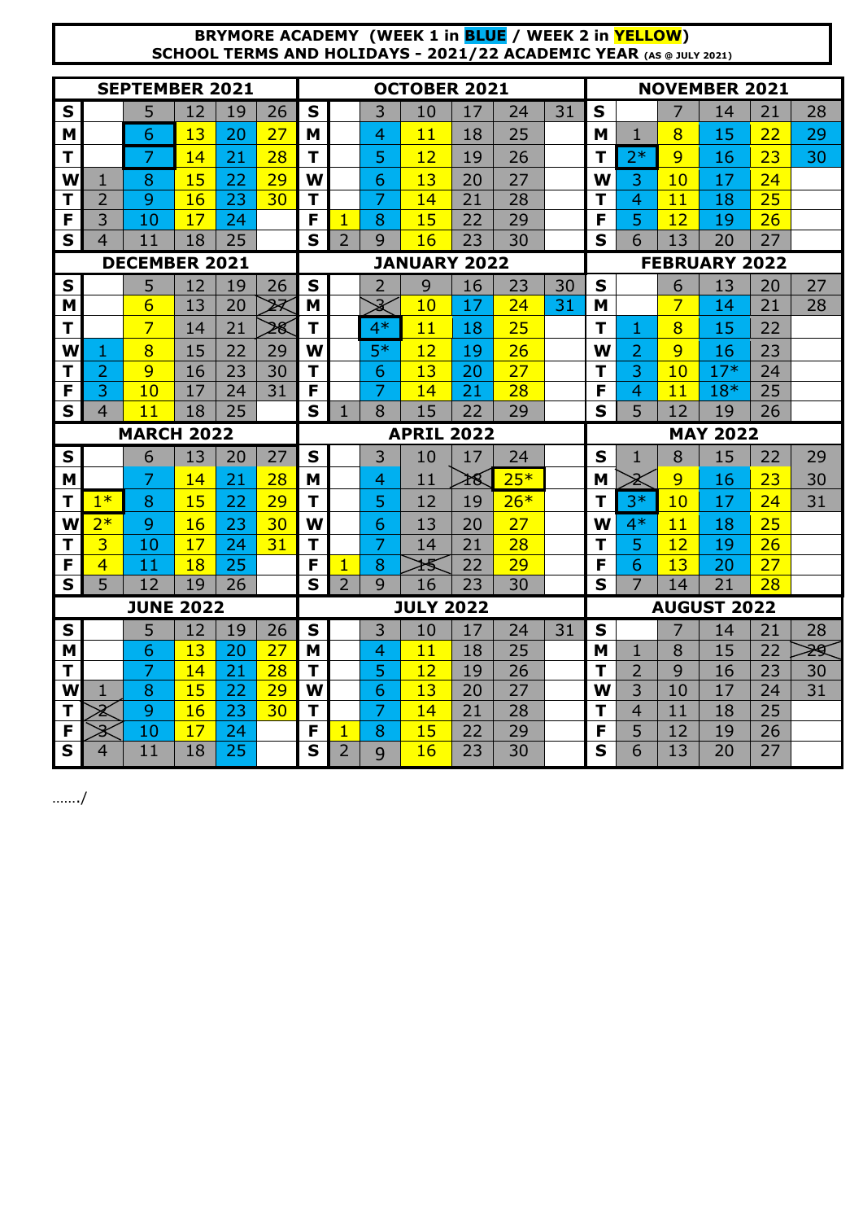# BRYMORE ACADEMY (WEEK 1 in BLUE / WEEK 2 in YELLOW)

## SCHOOL TERMS AND HOLIDAYS - 2021/22 ACADEMIC YEAR (AS @ JULY 2021)

| SEPTEMBER 2021 | | | | | | OCTOBER 2021 | | | | | | | NOVEMBER 2021 | | | | | |
|---|---|---|---|---|---|---|---|---|---|---|---|---|---|---|---|---|---|---|
| S | | 5 | 12 | 19 | 26 | S | | 3 | 10 | 17 | 24 | 31 | S | | 7 | 14 | 21 | 28 |
| M | | 6 | 13 | 20 | 27 | M | | 4 | 11 | 18 | 25 | | M | 1 | 8 | 15 | 22 | 29 |
| T | | 7 | 14 | 21 | 28 | T | | 5 | 12 | 19 | 26 | | T | 2* | 9 | 16 | 23 | 30 |
| W | 1 | 8 | 15 | 22 | 29 | W | | 6 | 13 | 20 | 27 | | W | 3 | 10 | 17 | 24 | |
| T | 2 | 9 | 16 | 23 | 30 | T | | 7 | 14 | 21 | 28 | | T | 4 | 11 | 18 | 25 | |
| F | 3 | 10 | 17 | 24 | | F | 1 | 8 | 15 | 22 | 29 | | F | 5 | 12 | 19 | 26 | |
| S | 4 | 11 | 18 | 25 | | S | 2 | 9 | 16 | 23 | 30 | | S | 6 | 13 | 20 | 27 | |

| DECEMBER 2021 | | | | | | JANUARY 2022 | | | | | | | FEBRUARY 2022 | | | | | |
|---|---|---|---|---|---|---|---|---|---|---|---|---|---|---|---|---|---|---|
| S | | 5 | 12 | 19 | 26 | S | | 2 | 9 | 16 | 23 | 30 | S | | 6 | 13 | 20 | 27 |
| M | | 6 | 13 | 20 | ~~27~~ | M | | ~~3~~ | 10 | 17 | 24 | 31 | M | | 7 | 14 | 21 | 28 |
| T | | 7 | 14 | 21 | ~~28~~ | T | | 4* | 11 | 18 | 25 | | T | 1 | 8 | 15 | 22 | |
| W | 1 | 8 | 15 | 22 | 29 | W | | 5* | 12 | 19 | 26 | | W | 2 | 9 | 16 | 23 | |
| T | 2 | 9 | 16 | 23 | 30 | T | | 6 | 13 | 20 | 27 | | T | 3 | 10 | 17* | 24 | |
| F | 3 | 10 | 17 | 24 | 31 | F | | 7 | 14 | 21 | 28 | | F | 4 | 11 | 18* | 25 | |
| S | 4 | 11 | 18 | 25 | | S | 1 | 8 | 15 | 22 | 29 | | S | 5 | 12 | 19 | 26 | |

| MARCH 2022 | | | | | | APRIL 2022 | | | | | | | MAY 2022 | | | | | |
|---|---|---|---|---|---|---|---|---|---|---|---|---|---|---|---|---|---|---|
| S | | 6 | 13 | 20 | 27 | S | | 3 | 10 | 17 | 24 | | S | 1 | 8 | 15 | 22 | 29 |
| M | | 7 | 14 | 21 | 28 | M | | 4 | 11 | ~~18~~ | 25* | | M | ~~2~~ | 9 | 16 | 23 | 30 |
| T | 1* | 8 | 15 | 22 | 29 | T | | 5 | 12 | 19 | 26* | | T | 3* | 10 | 17 | 24 | 31 |
| W | 2* | 9 | 16 | 23 | 30 | W | | 6 | 13 | 20 | 27 | | W | 4* | 11 | 18 | 25 | |
| T | 3 | 10 | 17 | 24 | 31 | T | | 7 | 14 | 21 | 28 | | T | 5 | 12 | 19 | 26 | |
| F | 4 | 11 | 18 | 25 | | F | 1 | 8 | ~~15~~ | 22 | 29 | | F | 6 | 13 | 20 | 27 | |
| S | 5 | 12 | 19 | 26 | | S | 2 | 9 | 16 | 23 | 30 | | S | 7 | 14 | 21 | 28 | |

| JUNE 2022 | | | | | | JULY 2022 | | | | | | | AUGUST 2022 | | | | | |
|---|---|---|---|---|---|---|---|---|---|---|---|---|---|---|---|---|---|---|
| S | | 5 | 12 | 19 | 26 | S | | 3 | 10 | 17 | 24 | 31 | S | | 7 | 14 | 21 | 28 |
| M | | 6 | 13 | 20 | 27 | M | | 4 | 11 | 18 | 25 | | M | 1 | 8 | 15 | 22 | ~~29~~ |
| T | | 7 | 14 | 21 | 28 | T | | 5 | 12 | 19 | 26 | | T | 2 | 9 | 16 | 23 | 30 |
| W | 1 | 8 | 15 | 22 | 29 | W | | 6 | 13 | 20 | 27 | | W | 3 | 10 | 17 | 24 | 31 |
| T | ~~2~~ | 9 | 16 | 23 | 30 | T | | 7 | 14 | 21 | 28 | | T | 4 | 11 | 18 | 25 | |
| F | ~~3~~ | 10 | 17 | 24 | | F | 1 | 8 | 15 | 22 | 29 | | F | 5 | 12 | 19 | 26 | |
| S | 4 | 11 | 18 | 25 | | S | 2 | 9 | 16 | 23 | 30 | | S | 6 | 13 | 20 | 27 | |

……./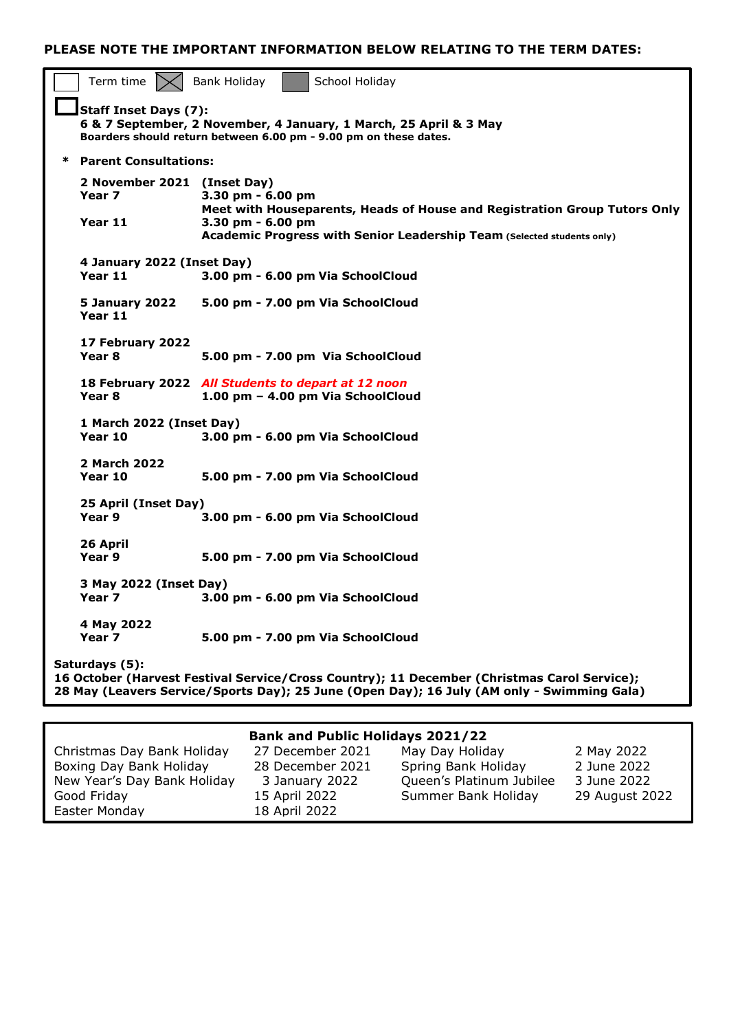**PLEASE NOTE THE IMPORTANT INFORMATION BELOW RELATING TO THE TERM DATES:**

Term time | Bank Holiday | School Holiday

**Staff Inset Days (7):**
**6 & 7 September, 2 November, 4 January, 1 March, 25 April & 3 May**
**Boarders should return between 6.00 pm - 9.00 pm on these dates.**

\* **Parent Consultations:**

**2 November 2021** **(Inset Day)**
**Year 7** **3.30 pm - 6.00 pm**
**Meet with Houseparents, Heads of House and Registration Group Tutors Only**
**Year 11** **3.30 pm - 6.00 pm**
**Academic Progress with Senior Leadership Team (Selected students only)**

**4 January 2022 (Inset Day)**
**Year 11** **3.00 pm - 6.00 pm Via SchoolCloud**

**5 January 2022** **5.00 pm - 7.00 pm Via SchoolCloud**
**Year 11**

**17 February 2022**
**Year 8** **5.00 pm - 7.00 pm Via SchoolCloud**

**18 February 2022** ***All Students to depart at 12 noon***
**Year 8** **1.00 pm – 4.00 pm Via SchoolCloud**

**1 March 2022 (Inset Day)**
**Year 10** **3.00 pm - 6.00 pm Via SchoolCloud**

**2 March 2022**
**Year 10** **5.00 pm - 7.00 pm Via SchoolCloud**

**25 April (Inset Day)**
**Year 9** **3.00 pm - 6.00 pm Via SchoolCloud**

**26 April**
**Year 9** **5.00 pm - 7.00 pm Via SchoolCloud**

**3 May 2022 (Inset Day)**
**Year 7** **3.00 pm - 6.00 pm Via SchoolCloud**

**4 May 2022**
**Year 7** **5.00 pm - 7.00 pm Via SchoolCloud**

**Saturdays (5):**
**16 October (Harvest Festival Service/Cross Country); 11 December (Christmas Carol Service); 28 May (Leavers Service/Sports Day); 25 June (Open Day); 16 July (AM only - Swimming Gala)**

**Bank and Public Holidays 2021/22**

| | | | |
|---|---|---|---|
| Christmas Day Bank Holiday | 27 December 2021 | May Day Holiday | 2 May 2022 |
| Boxing Day Bank Holiday | 28 December 2021 | Spring Bank Holiday | 2 June 2022 |
| New Year's Day Bank Holiday | 3 January 2022 | Queen's Platinum Jubilee | 3 June 2022 |
| Good Friday | 15 April 2022 | Summer Bank Holiday | 29 August 2022 |
| Easter Monday | 18 April 2022 | | |